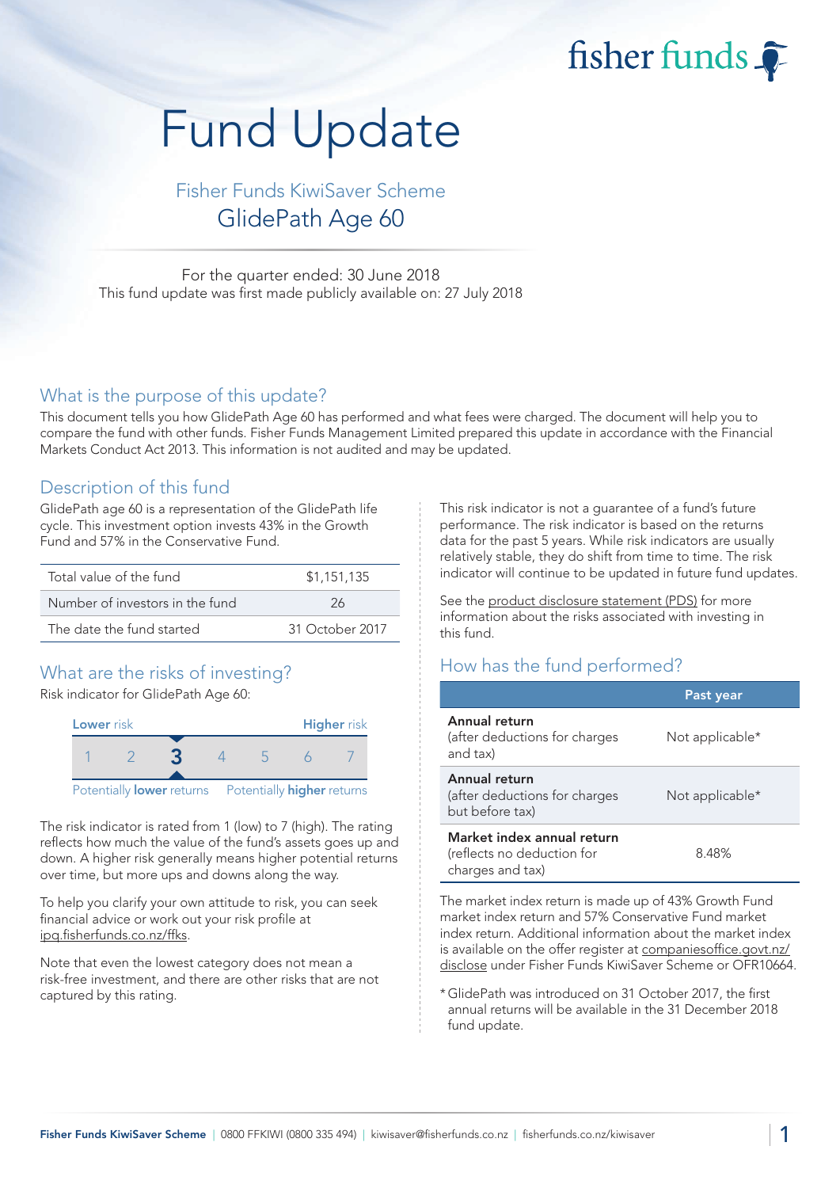fisher funds

# Fund Update

## Fisher Funds KiwiSaver Scheme
## GlidePath Age 60

For the quarter ended: 30 June 2018
This fund update was first made publicly available on: 27 July 2018

## What is the purpose of this update?

This document tells you how GlidePath Age 60 has performed and what fees were charged. The document will help you to compare the fund with other funds. Fisher Funds Management Limited prepared this update in accordance with the Financial Markets Conduct Act 2013. This information is not audited and may be updated.

## Description of this fund

GlidePath age 60 is a representation of the GlidePath life cycle. This investment option invests 43% in the Growth Fund and 57% in the Conservative Fund.

| | |
|---|---|
| Total value of the fund | $1,151,135 |
| Number of investors in the fund | 26 |
| The date the fund started | 31 October 2017 |

## What are the risks of investing?

Risk indicator for GlidePath Age 60:

| Lower risk | | | | | | Higher risk |
|---|---|---|---|---|---|---|
| 1 | 2 | **3** | 4 | 5 | 6 | 7 |

Potentially **lower** returns — Potentially **higher** returns

The risk indicator is rated from 1 (low) to 7 (high). The rating reflects how much the value of the fund's assets goes up and down. A higher risk generally means higher potential returns over time, but more ups and downs along the way.

To help you clarify your own attitude to risk, you can seek financial advice or work out your risk profile at ipq.fisherfunds.co.nz/ffks.

Note that even the lowest category does not mean a risk-free investment, and there are other risks that are not captured by this rating.

This risk indicator is not a guarantee of a fund's future performance. The risk indicator is based on the returns data for the past 5 years. While risk indicators are usually relatively stable, they do shift from time to time. The risk indicator will continue to be updated in future fund updates.

See the product disclosure statement (PDS) for more information about the risks associated with investing in this fund.

## How has the fund performed?

| | Past year |
|---|---|
| **Annual return** (after deductions for charges and tax) | Not applicable* |
| **Annual return** (after deductions for charges but before tax) | Not applicable* |
| **Market index annual return** (reflects no deduction for charges and tax) | 8.48% |

The market index return is made up of 43% Growth Fund market index return and 57% Conservative Fund market index return. Additional information about the market index is available on the offer register at companiesoffice.govt.nz/disclose under Fisher Funds KiwiSaver Scheme or OFR10664.

\* GlidePath was introduced on 31 October 2017, the first annual returns will be available in the 31 December 2018 fund update.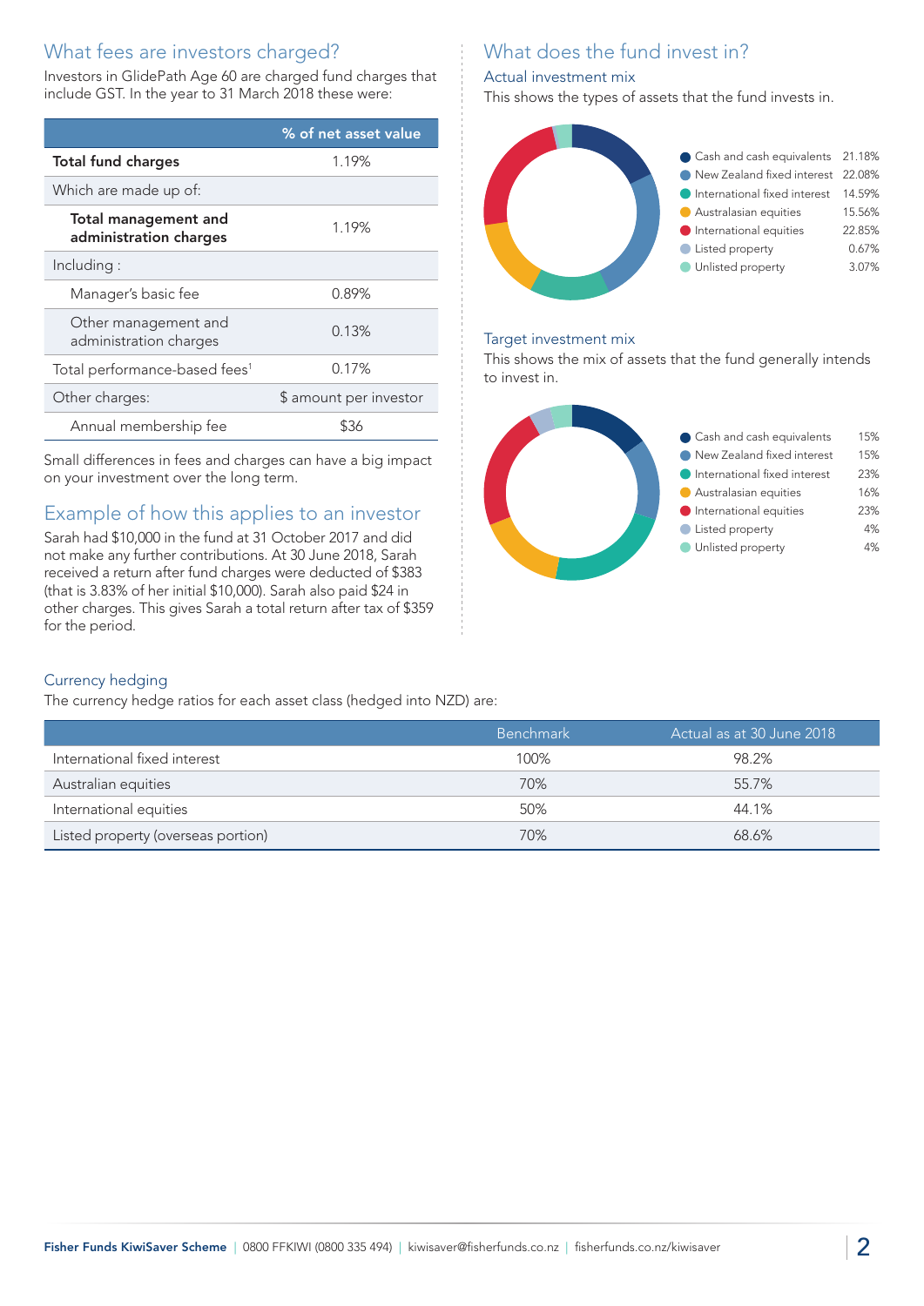## What fees are investors charged?

Investors in GlidePath Age 60 are charged fund charges that include GST. In the year to 31 March 2018 these were:

| | % of net asset value |
|---|---|
| **Total fund charges** | 1.19% |
| Which are made up of: | |
| **Total management and administration charges** | 1.19% |
| Including : | |
| Manager's basic fee | 0.89% |
| Other management and administration charges | 0.13% |
| Total performance-based fees[1] | 0.17% |
| Other charges: | $ amount per investor |
| Annual membership fee | $36 |

Small differences in fees and charges can have a big impact on your investment over the long term.

## Example of how this applies to an investor

Sarah had $10,000 in the fund at 31 October 2017 and did not make any further contributions. At 30 June 2018, Sarah received a return after fund charges were deducted of $383 (that is 3.83% of her initial $10,000). Sarah also paid $24 in other charges. This gives Sarah a total return after tax of $359 for the period.

## What does the fund invest in?

### Actual investment mix

This shows the types of assets that the fund invests in.

| Asset class | % |
|---|---|
| Cash and cash equivalents | 21.18% |
| New Zealand fixed interest | 22.08% |
| International fixed interest | 14.59% |
| Australasian equities | 15.56% |
| International equities | 22.85% |
| Listed property | 0.67% |
| Unlisted property | 3.07% |

### Target investment mix

This shows the mix of assets that the fund generally intends to invest in.

| Asset class | % |
|---|---|
| Cash and cash equivalents | 15% |
| New Zealand fixed interest | 15% |
| International fixed interest | 23% |
| Australasian equities | 16% |
| International equities | 23% |
| Listed property | 4% |
| Unlisted property | 4% |

### Currency hedging

The currency hedge ratios for each asset class (hedged into NZD) are:

| | Benchmark | Actual as at 30 June 2018 |
|---|---|---|
| International fixed interest | 100% | 98.2% |
| Australian equities | 70% | 55.7% |
| International equities | 50% | 44.1% |
| Listed property (overseas portion) | 70% | 68.6% |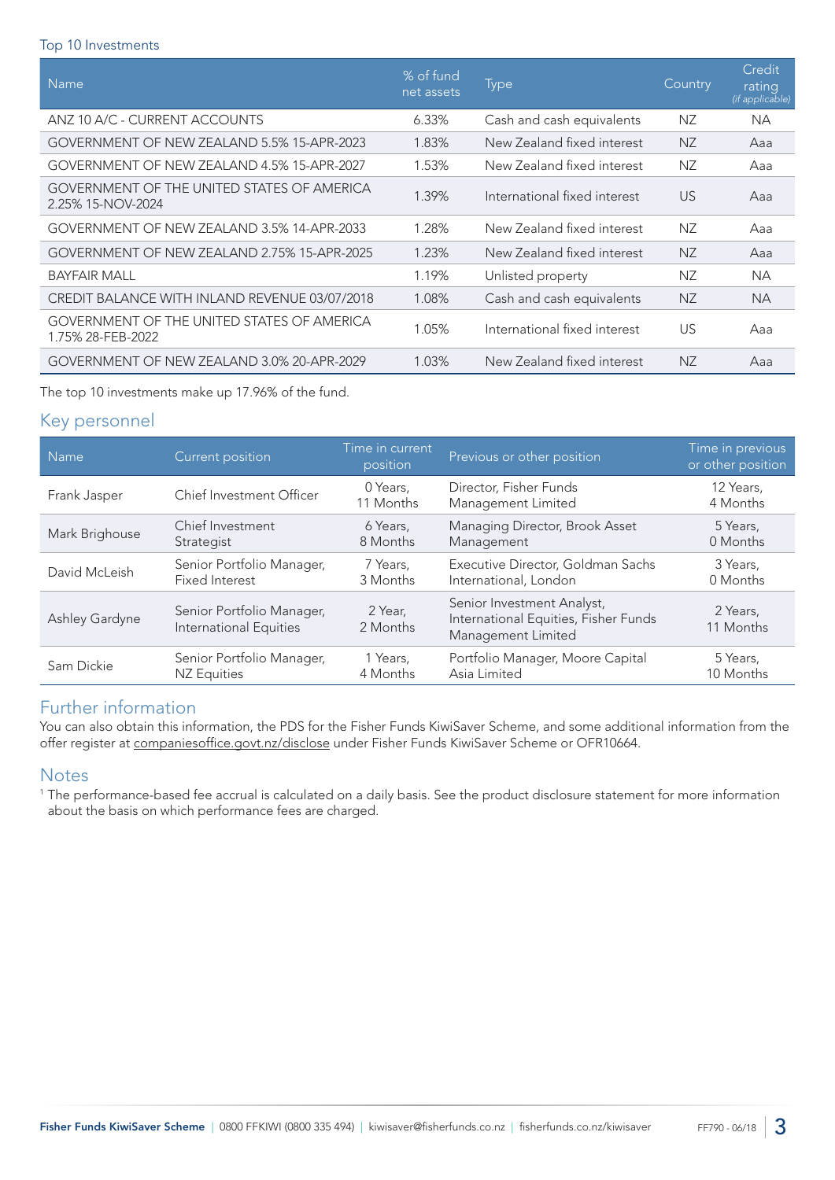## Top 10 Investments

| Name | % of fund net assets | Type | Country | Credit rating *(if applicable)* |
|---|---|---|---|---|
| ANZ 10 A/C - CURRENT ACCOUNTS | 6.33% | Cash and cash equivalents | NZ | NA |
| GOVERNMENT OF NEW ZEALAND 5.5% 15-APR-2023 | 1.83% | New Zealand fixed interest | NZ | Aaa |
| GOVERNMENT OF NEW ZEALAND 4.5% 15-APR-2027 | 1.53% | New Zealand fixed interest | NZ | Aaa |
| GOVERNMENT OF THE UNITED STATES OF AMERICA 2.25% 15-NOV-2024 | 1.39% | International fixed interest | US | Aaa |
| GOVERNMENT OF NEW ZEALAND 3.5% 14-APR-2033 | 1.28% | New Zealand fixed interest | NZ | Aaa |
| GOVERNMENT OF NEW ZEALAND 2.75% 15-APR-2025 | 1.23% | New Zealand fixed interest | NZ | Aaa |
| BAYFAIR MALL | 1.19% | Unlisted property | NZ | NA |
| CREDIT BALANCE WITH INLAND REVENUE 03/07/2018 | 1.08% | Cash and cash equivalents | NZ | NA |
| GOVERNMENT OF THE UNITED STATES OF AMERICA 1.75% 28-FEB-2022 | 1.05% | International fixed interest | US | Aaa |
| GOVERNMENT OF NEW ZEALAND 3.0% 20-APR-2029 | 1.03% | New Zealand fixed interest | NZ | Aaa |

The top 10 investments make up 17.96% of the fund.

## Key personnel

| Name | Current position | Time in current position | Previous or other position | Time in previous or other position |
|---|---|---|---|---|
| Frank Jasper | Chief Investment Officer | 0 Years, 11 Months | Director, Fisher Funds Management Limited | 12 Years, 4 Months |
| Mark Brighouse | Chief Investment Strategist | 6 Years, 8 Months | Managing Director, Brook Asset Management | 5 Years, 0 Months |
| David McLeish | Senior Portfolio Manager, Fixed Interest | 7 Years, 3 Months | Executive Director, Goldman Sachs International, London | 3 Years, 0 Months |
| Ashley Gardyne | Senior Portfolio Manager, International Equities | 2 Year, 2 Months | Senior Investment Analyst, International Equities, Fisher Funds Management Limited | 2 Years, 11 Months |
| Sam Dickie | Senior Portfolio Manager, NZ Equities | 1 Years, 4 Months | Portfolio Manager, Moore Capital Asia Limited | 5 Years, 10 Months |

## Further information

You can also obtain this information, the PDS for the Fisher Funds KiwiSaver Scheme, and some additional information from the offer register at companiesoffice.govt.nz/disclose under Fisher Funds KiwiSaver Scheme or OFR10664.

## Notes

[1] The performance-based fee accrual is calculated on a daily basis. See the product disclosure statement for more information about the basis on which performance fees are charged.